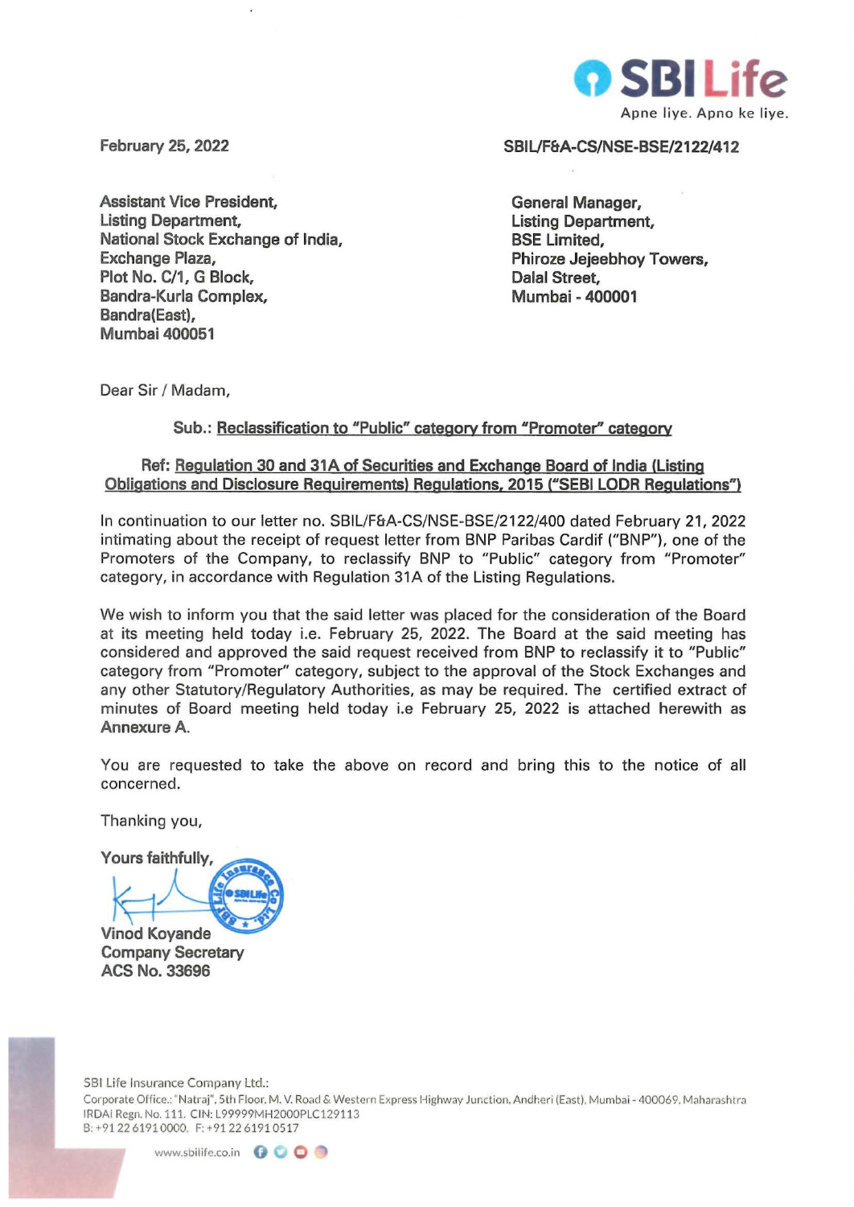SBI Life

Apne liye. Apno ke liye.

February 25, 2022

SBIL/F&A-CS/NSE-BSE/2122/412

Assistant Vice President,
Listing Department,
National Stock Exchange of India,
Exchange Plaza,
Plot No. C/1, G Block,
Bandra-Kurla Complex,
Bandra(East),
Mumbai 400051

General Manager,
Listing Department,
BSE Limited,
Phiroze Jejeebhoy Towers,
Dalal Street,
Mumbai - 400001

Dear Sir / Madam,

**Sub.: Reclassification to "Public" category from "Promoter" category**

**Ref: Regulation 30 and 31A of Securities and Exchange Board of India (Listing Obligations and Disclosure Requirements) Regulations, 2015 ("SEBI LODR Regulations")**

In continuation to our letter no. SBIL/F&A-CS/NSE-BSE/2122/400 dated February 21, 2022 intimating about the receipt of request letter from BNP Paribas Cardif ("BNP"), one of the Promoters of the Company, to reclassify BNP to "Public" category from "Promoter" category, in accordance with Regulation 31A of the Listing Regulations.

We wish to inform you that the said letter was placed for the consideration of the Board at its meeting held today i.e. February 25, 2022. The Board at the said meeting has considered and approved the said request received from BNP to reclassify it to "Public" category from "Promoter" category, subject to the approval of the Stock Exchanges and any other Statutory/Regulatory Authorities, as may be required. The certified extract of minutes of Board meeting held today i.e February 25, 2022 is attached herewith as Annexure A.

You are requested to take the above on record and bring this to the notice of all concerned.

Thanking you,

Yours faithfully,

Vinod Koyande
Company Secretary
ACS No. 33696

SBI Life Insurance Company Ltd.:
Corporate Office.: "Natraj", 5th Floor, M. V. Road & Western Express Highway Junction, Andheri (East), Mumbai - 400069, Maharashtra
IRDAI Regn. No. 111. CIN: L99999MH2000PLC129113
B: +91 22 6191 0000, F: +91 22 6191 0517

www.sbilife.co.in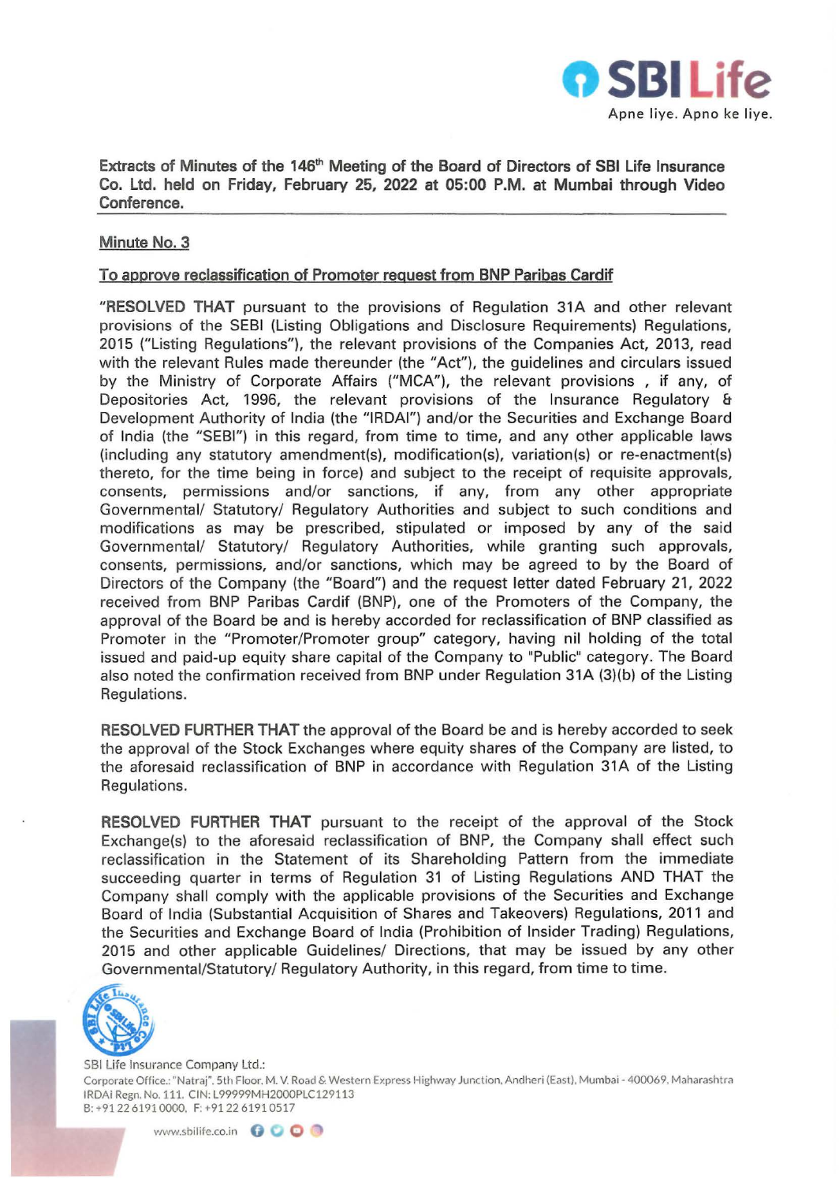**Extracts of Minutes of the 146th Meeting of the Board of Directors of SBI Life Insurance Co. Ltd. held on Friday, February 25, 2022 at 05:00 P.M. at Mumbai through Video Conference.**

## Minute No. 3

### To approve reclassification of Promoter request from BNP Paribas Cardif

"**RESOLVED THAT** pursuant to the provisions of Regulation 31A and other relevant provisions of the SEBI (Listing Obligations and Disclosure Requirements) Regulations, 2015 ("Listing Regulations"), the relevant provisions of the Companies Act, 2013, read with the relevant Rules made thereunder (the "Act"), the guidelines and circulars issued by the Ministry of Corporate Affairs ("MCA"), the relevant provisions , if any, of Depositories Act, 1996, the relevant provisions of the Insurance Regulatory & Development Authority of India (the "IRDAI") and/or the Securities and Exchange Board of India (the "SEBI") in this regard, from time to time, and any other applicable laws (including any statutory amendment(s), modification(s), variation(s) or re-enactment(s) thereto, for the time being in force) and subject to the receipt of requisite approvals, consents, permissions and/or sanctions, if any, from any other appropriate Governmental/ Statutory/ Regulatory Authorities and subject to such conditions and modifications as may be prescribed, stipulated or imposed by any of the said Governmental/ Statutory/ Regulatory Authorities, while granting such approvals, consents, permissions, and/or sanctions, which may be agreed to by the Board of Directors of the Company (the "Board") and the request letter dated February 21, 2022 received from BNP Paribas Cardif (BNP), one of the Promoters of the Company, the approval of the Board be and is hereby accorded for reclassification of BNP classified as Promoter in the "Promoter/Promoter group" category, having nil holding of the total issued and paid-up equity share capital of the Company to "Public" category. The Board also noted the confirmation received from BNP under Regulation 31A (3)(b) of the Listing Regulations.

**RESOLVED FURTHER THAT** the approval of the Board be and is hereby accorded to seek the approval of the Stock Exchanges where equity shares of the Company are listed, to the aforesaid reclassification of BNP in accordance with Regulation 31A of the Listing Regulations.

**RESOLVED FURTHER THAT** pursuant to the receipt of the approval of the Stock Exchange(s) to the aforesaid reclassification of BNP, the Company shall effect such reclassification in the Statement of its Shareholding Pattern from the immediate succeeding quarter in terms of Regulation 31 of Listing Regulations AND THAT the Company shall comply with the applicable provisions of the Securities and Exchange Board of India (Substantial Acquisition of Shares and Takeovers) Regulations, 2011 and the Securities and Exchange Board of India (Prohibition of Insider Trading) Regulations, 2015 and other applicable Guidelines/ Directions, that may be issued by any other Governmental/Statutory/ Regulatory Authority, in this regard, from time to time.

SBI Life Insurance Company Ltd.:
Corporate Office.: "Natraj", 5th Floor, M. V. Road & Western Express Highway Junction, Andheri (East), Mumbai - 400069, Maharashtra
IRDAI Regn. No. 111. CIN: L99999MH2000PLC129113
B: +91 22 6191 0000, F: +91 22 6191 0517
www.sbilife.co.in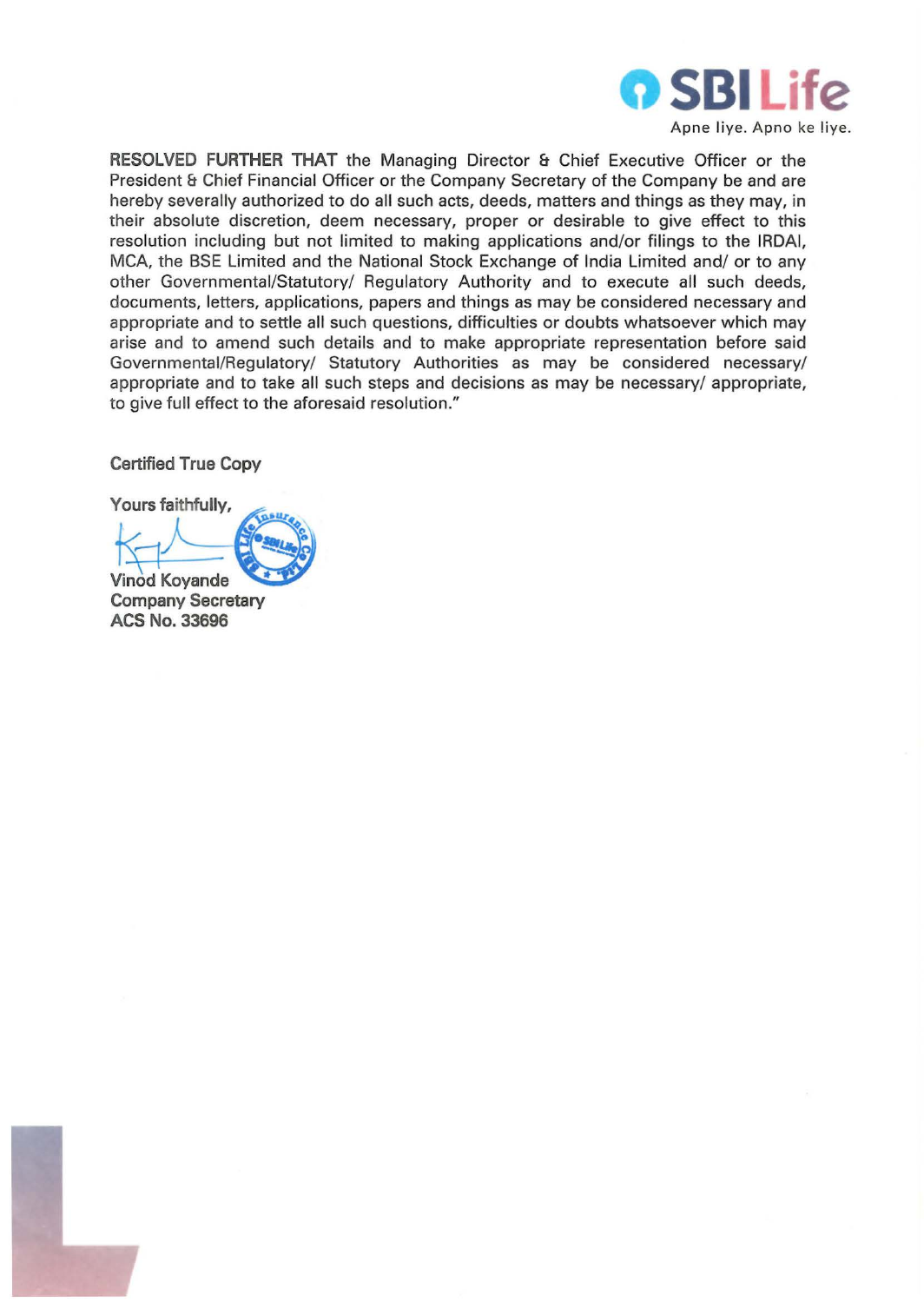**RESOLVED FURTHER THAT** the Managing Director & Chief Executive Officer or the President & Chief Financial Officer or the Company Secretary of the Company be and are hereby severally authorized to do all such acts, deeds, matters and things as they may, in their absolute discretion, deem necessary, proper or desirable to give effect to this resolution including but not limited to making applications and/or filings to the IRDAI, MCA, the BSE Limited and the National Stock Exchange of India Limited and/ or to any other Governmental/Statutory/ Regulatory Authority and to execute all such deeds, documents, letters, applications, papers and things as may be considered necessary and appropriate and to settle all such questions, difficulties or doubts whatsoever which may arise and to amend such details and to make appropriate representation before said Governmental/Regulatory/ Statutory Authorities as may be considered necessary/ appropriate and to take all such steps and decisions as may be necessary/ appropriate, to give full effect to the aforesaid resolution."

Certified True Copy

Yours faithfully,

Vinod Koyande
Company Secretary
ACS No. 33696